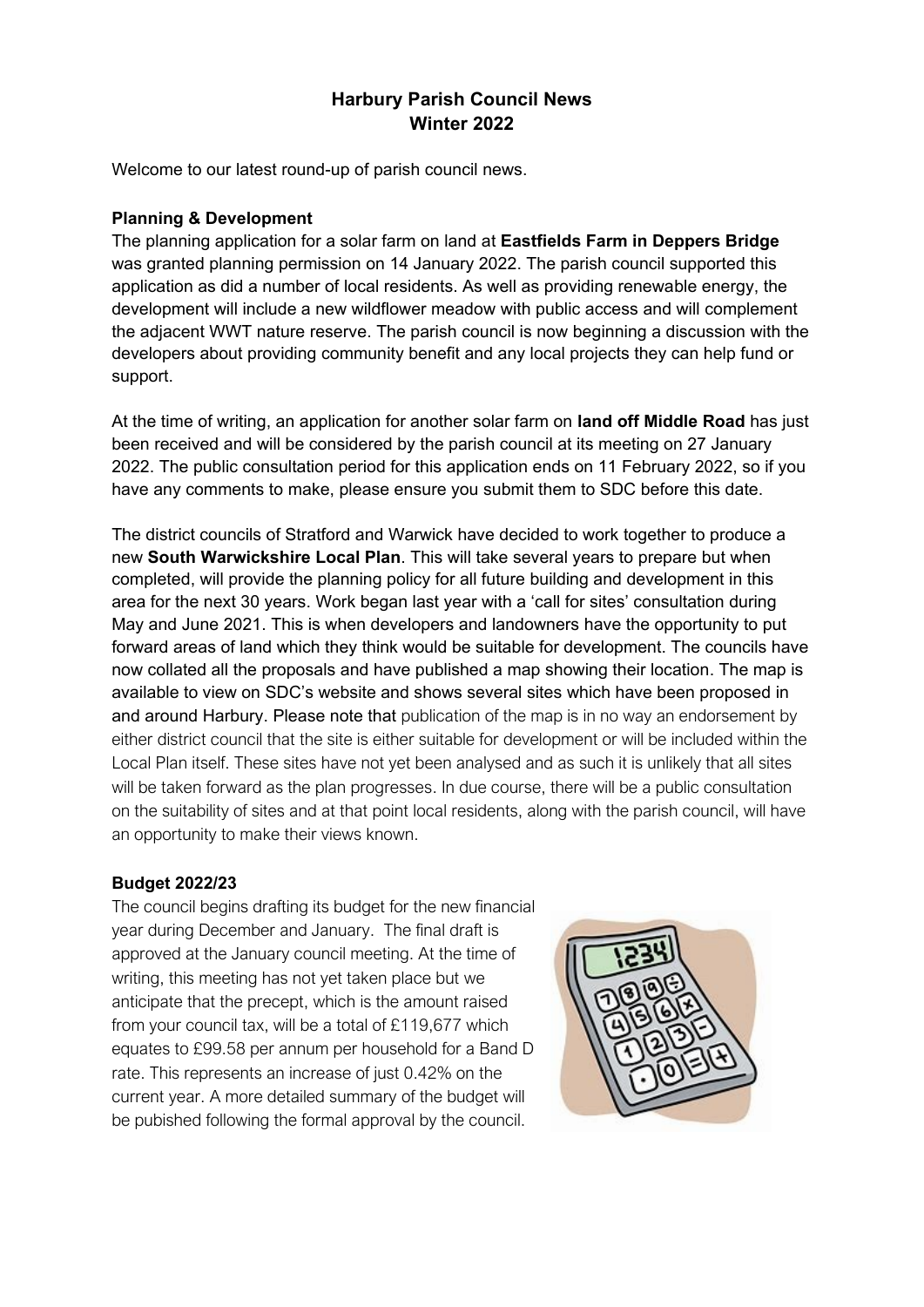# Harbury Parish Council News
## Winter 2022

Welcome to our latest round-up of parish council news.

### Planning & Development

The planning application for a solar farm on land at **Eastfields Farm in Deppers Bridge** was granted planning permission on 14 January 2022. The parish council supported this application as did a number of local residents. As well as providing renewable energy, the development will include a new wildflower meadow with public access and will complement the adjacent WWT nature reserve. The parish council is now beginning a discussion with the developers about providing community benefit and any local projects they can help fund or support.

At the time of writing, an application for another solar farm on **land off Middle Road** has just been received and will be considered by the parish council at its meeting on 27 January 2022. The public consultation period for this application ends on 11 February 2022, so if you have any comments to make, please ensure you submit them to SDC before this date.

The district councils of Stratford and Warwick have decided to work together to produce a new **South Warwickshire Local Plan**. This will take several years to prepare but when completed, will provide the planning policy for all future building and development in this area for the next 30 years. Work began last year with a 'call for sites' consultation during May and June 2021. This is when developers and landowners have the opportunity to put forward areas of land which they think would be suitable for development. The councils have now collated all the proposals and have published a map showing their location. The map is available to view on SDC's website and shows several sites which have been proposed in and around Harbury. Please note that publication of the map is in no way an endorsement by either district council that the site is either suitable for development or will be included within the Local Plan itself. These sites have not yet been analysed and as such it is unlikely that all sites will be taken forward as the plan progresses. In due course, there will be a public consultation on the suitability of sites and at that point local residents, along with the parish council, will have an opportunity to make their views known.

### Budget 2022/23

The council begins drafting its budget for the new financial year during December and January. The final draft is approved at the January council meeting. At the time of writing, this meeting has not yet taken place but we anticipate that the precept, which is the amount raised from your council tax, will be a total of £119,677 which equates to £99.58 per annum per household for a Band D rate. This represents an increase of just 0.42% on the current year. A more detailed summary of the budget will be pubished following the formal approval by the council.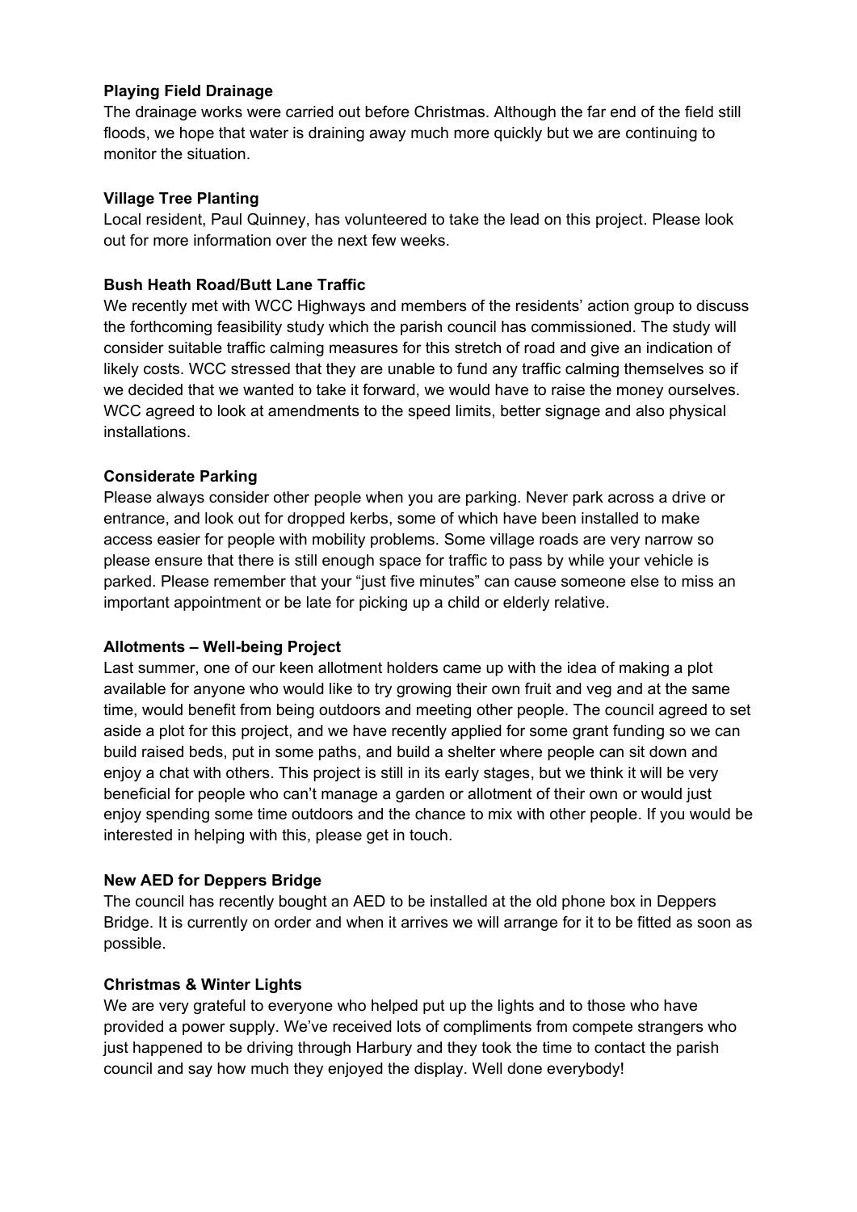**Playing Field Drainage**

The drainage works were carried out before Christmas. Although the far end of the field still floods, we hope that water is draining away much more quickly but we are continuing to monitor the situation.

**Village Tree Planting**

Local resident, Paul Quinney, has volunteered to take the lead on this project. Please look out for more information over the next few weeks.

**Bush Heath Road/Butt Lane Traffic**

We recently met with WCC Highways and members of the residents' action group to discuss the forthcoming feasibility study which the parish council has commissioned. The study will consider suitable traffic calming measures for this stretch of road and give an indication of likely costs. WCC stressed that they are unable to fund any traffic calming themselves so if we decided that we wanted to take it forward, we would have to raise the money ourselves. WCC agreed to look at amendments to the speed limits, better signage and also physical installations.

**Considerate Parking**

Please always consider other people when you are parking. Never park across a drive or entrance, and look out for dropped kerbs, some of which have been installed to make access easier for people with mobility problems. Some village roads are very narrow so please ensure that there is still enough space for traffic to pass by while your vehicle is parked. Please remember that your "just five minutes" can cause someone else to miss an important appointment or be late for picking up a child or elderly relative.

**Allotments – Well-being Project**

Last summer, one of our keen allotment holders came up with the idea of making a plot available for anyone who would like to try growing their own fruit and veg and at the same time, would benefit from being outdoors and meeting other people. The council agreed to set aside a plot for this project, and we have recently applied for some grant funding so we can build raised beds, put in some paths, and build a shelter where people can sit down and enjoy a chat with others. This project is still in its early stages, but we think it will be very beneficial for people who can't manage a garden or allotment of their own or would just enjoy spending some time outdoors and the chance to mix with other people. If you would be interested in helping with this, please get in touch.

**New AED for Deppers Bridge**

The council has recently bought an AED to be installed at the old phone box in Deppers Bridge. It is currently on order and when it arrives we will arrange for it to be fitted as soon as possible.

**Christmas & Winter Lights**

We are very grateful to everyone who helped put up the lights and to those who have provided a power supply. We've received lots of compliments from compete strangers who just happened to be driving through Harbury and they took the time to contact the parish council and say how much they enjoyed the display. Well done everybody!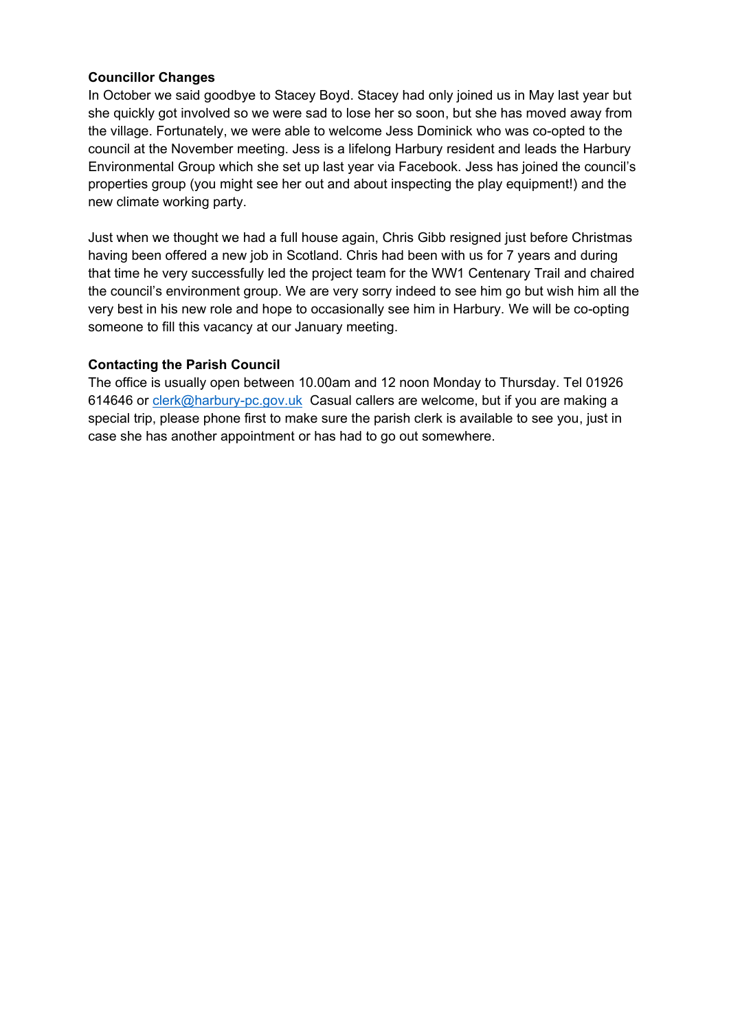**Councillor Changes**

In October we said goodbye to Stacey Boyd. Stacey had only joined us in May last year but she quickly got involved so we were sad to lose her so soon, but she has moved away from the village. Fortunately, we were able to welcome Jess Dominick who was co-opted to the council at the November meeting. Jess is a lifelong Harbury resident and leads the Harbury Environmental Group which she set up last year via Facebook. Jess has joined the council's properties group (you might see her out and about inspecting the play equipment!) and the new climate working party.

Just when we thought we had a full house again, Chris Gibb resigned just before Christmas having been offered a new job in Scotland. Chris had been with us for 7 years and during that time he very successfully led the project team for the WW1 Centenary Trail and chaired the council's environment group. We are very sorry indeed to see him go but wish him all the very best in his new role and hope to occasionally see him in Harbury. We will be co-opting someone to fill this vacancy at our January meeting.

**Contacting the Parish Council**

The office is usually open between 10.00am and 12 noon Monday to Thursday. Tel 01926 614646 or [clerk@harbury-pc.gov.uk](mailto:clerk@harbury-pc.gov.uk) Casual callers are welcome, but if you are making a special trip, please phone first to make sure the parish clerk is available to see you, just in case she has another appointment or has had to go out somewhere.